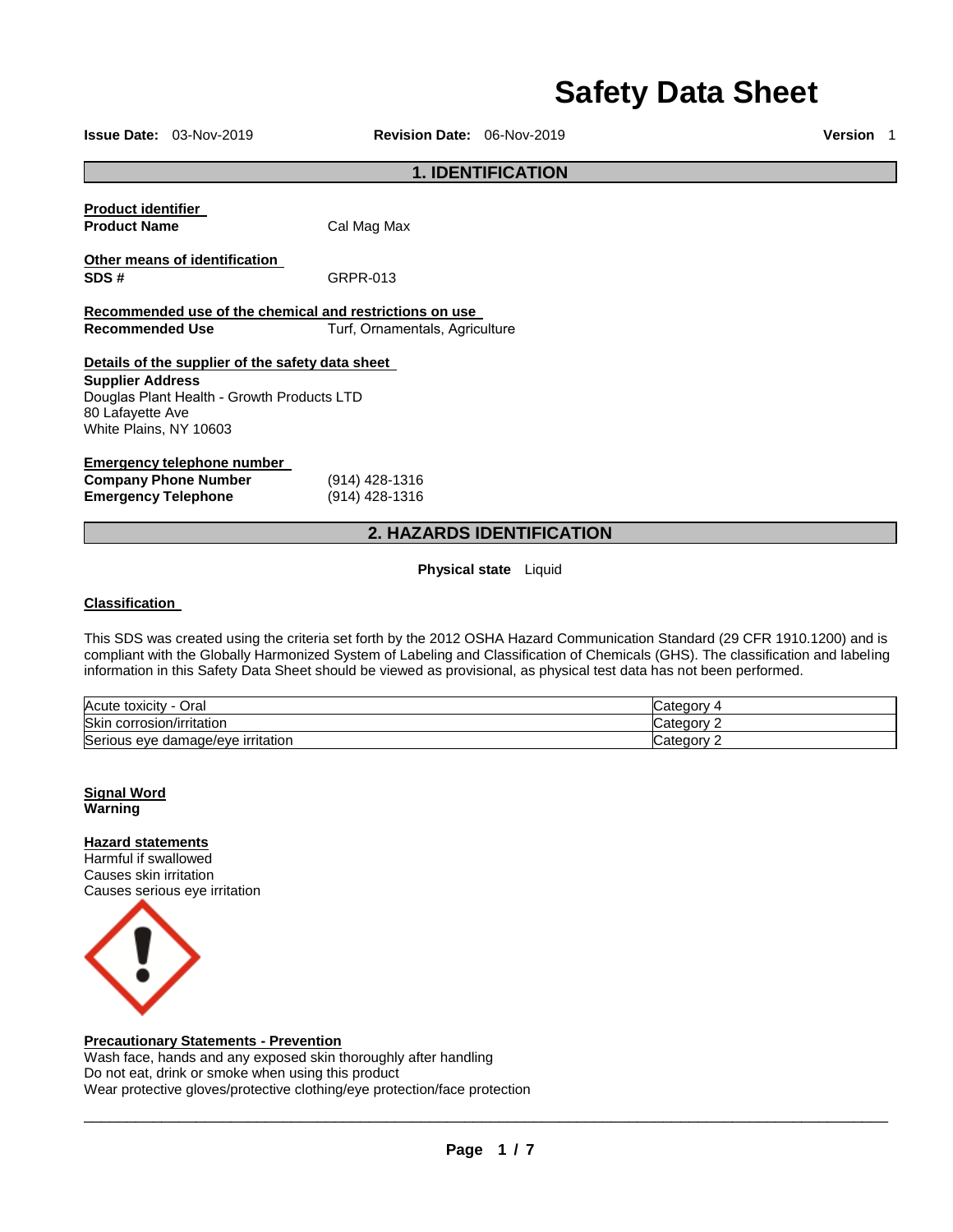# Safety Data Sheet

**Issue Date:** 03-Nov-2019 **Revision Date:** 06-Nov-2019 **Version** 1

## 1. IDENTIFICATION

**Product identifier**

**Product Name** Cal Mag Max

**Other means of identification**

**SDS #** GRPR-013

**Recommended use of the chemical and restrictions on use**

**Recommended Use** Turf, Ornamentals, Agriculture

**Details of the supplier of the safety data sheet**

**Supplier Address**
Douglas Plant Health - Growth Products LTD
80 Lafayette Ave
White Plains, NY 10603

**Emergency telephone number**

**Company Phone Number** (914) 428-1316
**Emergency Telephone** (914) 428-1316

## 2. HAZARDS IDENTIFICATION

**Physical state** Liquid

**Classification**

This SDS was created using the criteria set forth by the 2012 OSHA Hazard Communication Standard (29 CFR 1910.1200) and is compliant with the Globally Harmonized System of Labeling and Classification of Chemicals (GHS). The classification and labeling information in this Safety Data Sheet should be viewed as provisional, as physical test data has not been performed.

| | |
|---|---|
| Acute toxicity - Oral | Category 4 |
| Skin corrosion/irritation | Category 2 |
| Serious eye damage/eye irritation | Category 2 |

**Signal Word**
**Warning**

**Hazard statements**
Harmful if swallowed
Causes skin irritation
Causes serious eye irritation

**Precautionary Statements - Prevention**
Wash face, hands and any exposed skin thoroughly after handling
Do not eat, drink or smoke when using this product
Wear protective gloves/protective clothing/eye protection/face protection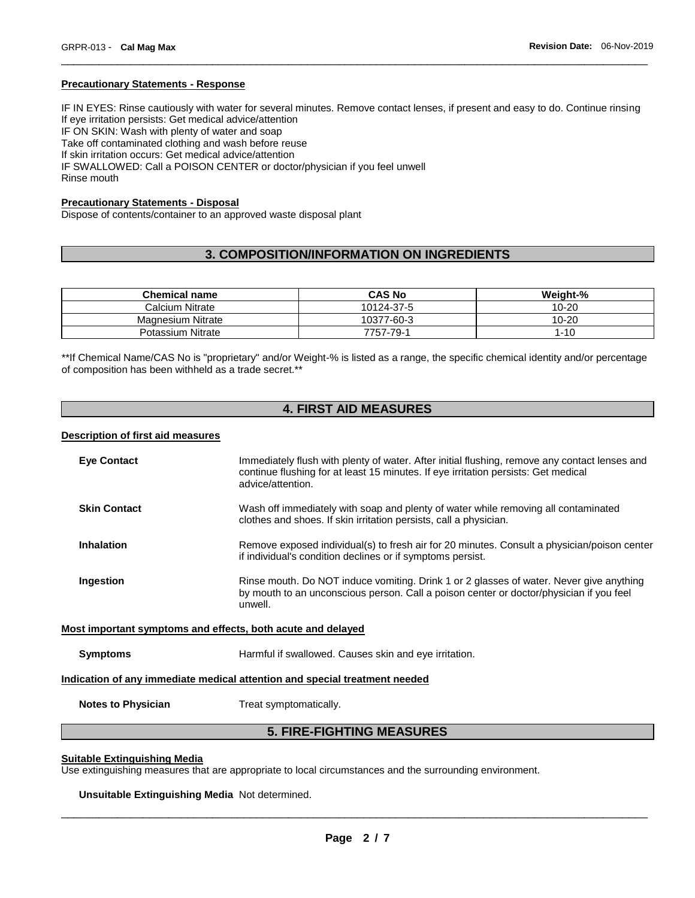#### Precautionary Statements - Response

IF IN EYES: Rinse cautiously with water for several minutes. Remove contact lenses, if present and easy to do. Continue rinsing
If eye irritation persists: Get medical advice/attention
IF ON SKIN: Wash with plenty of water and soap
Take off contaminated clothing and wash before reuse
If skin irritation occurs: Get medical advice/attention
IF SWALLOWED: Call a POISON CENTER or doctor/physician if you feel unwell
Rinse mouth

#### Precautionary Statements - Disposal

Dispose of contents/container to an approved waste disposal plant

## 3. COMPOSITION/INFORMATION ON INGREDIENTS

| Chemical name | CAS No | Weight-% |
|---|---|---|
| Calcium Nitrate | 10124-37-5 | 10-20 |
| Magnesium Nitrate | 10377-60-3 | 10-20 |
| Potassium Nitrate | 7757-79-1 | 1-10 |

**If Chemical Name/CAS No is "proprietary" and/or Weight-% is listed as a range, the specific chemical identity and/or percentage of composition has been withheld as a trade secret.**

## 4. FIRST AID MEASURES

#### Description of first aid measures

**Eye Contact** Immediately flush with plenty of water. After initial flushing, remove any contact lenses and continue flushing for at least 15 minutes. If eye irritation persists: Get medical advice/attention.

**Skin Contact** Wash off immediately with soap and plenty of water while removing all contaminated clothes and shoes. If skin irritation persists, call a physician.

**Inhalation** Remove exposed individual(s) to fresh air for 20 minutes. Consult a physician/poison center if individual's condition declines or if symptoms persist.

**Ingestion** Rinse mouth. Do NOT induce vomiting. Drink 1 or 2 glasses of water. Never give anything by mouth to an unconscious person. Call a poison center or doctor/physician if you feel unwell.

#### Most important symptoms and effects, both acute and delayed

**Symptoms** Harmful if swallowed. Causes skin and eye irritation.

#### Indication of any immediate medical attention and special treatment needed

**Notes to Physician** Treat symptomatically.

## 5. FIRE-FIGHTING MEASURES

#### Suitable Extinguishing Media

Use extinguishing measures that are appropriate to local circumstances and the surrounding environment.

**Unsuitable Extinguishing Media** Not determined.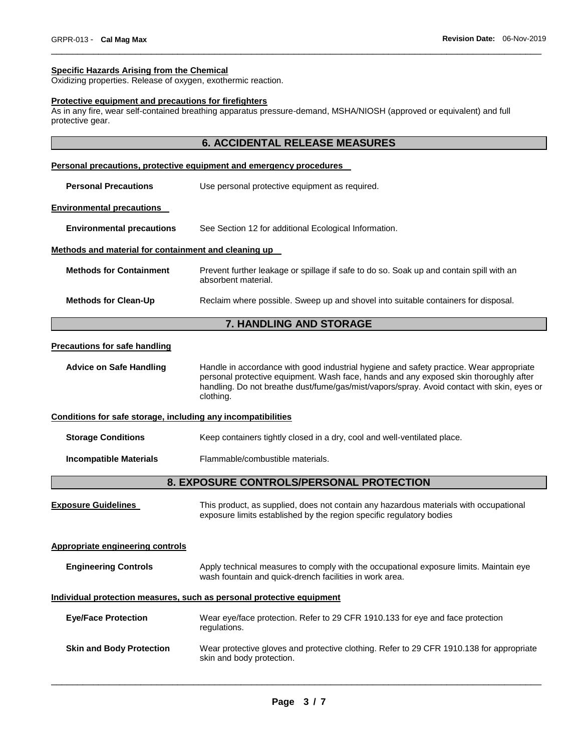#### Specific Hazards Arising from the Chemical

Oxidizing properties. Release of oxygen, exothermic reaction.

#### Protective equipment and precautions for firefighters

As in any fire, wear self-contained breathing apparatus pressure-demand, MSHA/NIOSH (approved or equivalent) and full protective gear.

## 6. ACCIDENTAL RELEASE MEASURES

#### Personal precautions, protective equipment and emergency procedures

**Personal Precautions** Use personal protective equipment as required.

#### Environmental precautions

**Environmental precautions** See Section 12 for additional Ecological Information.

#### Methods and material for containment and cleaning up

**Methods for Containment** Prevent further leakage or spillage if safe to do so. Soak up and contain spill with an absorbent material.

**Methods for Clean-Up** Reclaim where possible. Sweep up and shovel into suitable containers for disposal.

## 7. HANDLING AND STORAGE

#### Precautions for safe handling

**Advice on Safe Handling** Handle in accordance with good industrial hygiene and safety practice. Wear appropriate personal protective equipment. Wash face, hands and any exposed skin thoroughly after handling. Do not breathe dust/fume/gas/mist/vapors/spray. Avoid contact with skin, eyes or clothing.

#### Conditions for safe storage, including any incompatibilities

**Storage Conditions** Keep containers tightly closed in a dry, cool and well-ventilated place.

**Incompatible Materials** Flammable/combustible materials.

## 8. EXPOSURE CONTROLS/PERSONAL PROTECTION

**Exposure Guidelines** This product, as supplied, does not contain any hazardous materials with occupational exposure limits established by the region specific regulatory bodies

#### Appropriate engineering controls

**Engineering Controls** Apply technical measures to comply with the occupational exposure limits. Maintain eye wash fountain and quick-drench facilities in work area.

#### Individual protection measures, such as personal protective equipment

**Eye/Face Protection** Wear eye/face protection. Refer to 29 CFR 1910.133 for eye and face protection regulations.

**Skin and Body Protection** Wear protective gloves and protective clothing. Refer to 29 CFR 1910.138 for appropriate skin and body protection.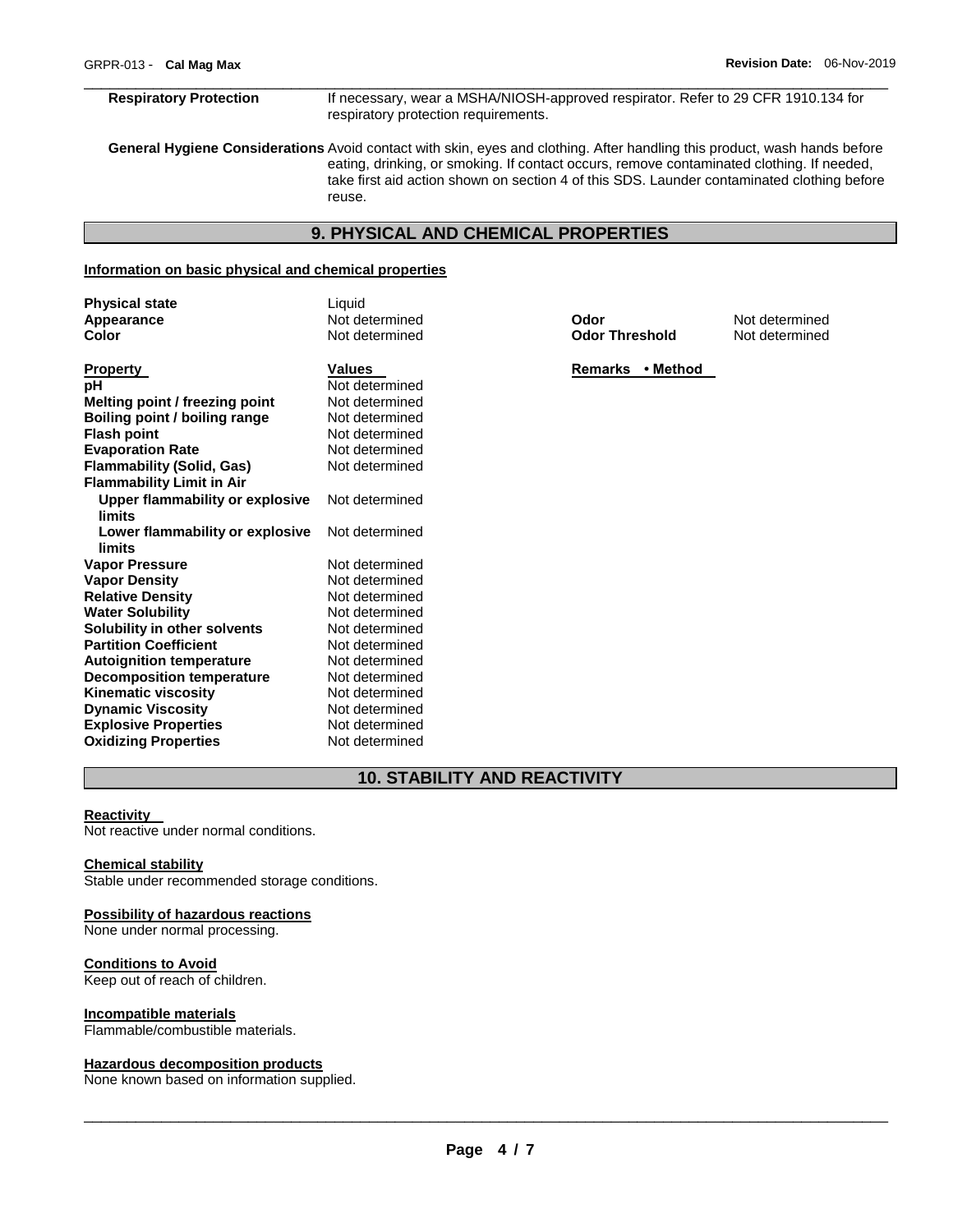| | |
|---|---|
| **Respiratory Protection** | If necessary, wear a MSHA/NIOSH-approved respirator. Refer to 29 CFR 1910.134 for respiratory protection requirements. |
| **General Hygiene Considerations** | Avoid contact with skin, eyes and clothing. After handling this product, wash hands before eating, drinking, or smoking. If contact occurs, remove contaminated clothing. If needed, take first aid action shown on section 4 of this SDS. Launder contaminated clothing before reuse. |

## 9. PHYSICAL AND CHEMICAL PROPERTIES

**Information on basic physical and chemical properties**

| | | | |
|---|---|---|---|
| **Physical state** | Liquid | | |
| **Appearance** | Not determined | **Odor** | Not determined |
| **Color** | Not determined | **Odor Threshold** | Not determined |

| **Property** | **Values** | **Remarks • Method** |
|---|---|---|
| **pH** | Not determined | |
| **Melting point / freezing point** | Not determined | |
| **Boiling point / boiling range** | Not determined | |
| **Flash point** | Not determined | |
| **Evaporation Rate** | Not determined | |
| **Flammability (Solid, Gas)** | Not determined | |
| **Flammability Limit in Air** | | |
| **Upper flammability or explosive limits** | Not determined | |
| **Lower flammability or explosive limits** | Not determined | |
| **Vapor Pressure** | Not determined | |
| **Vapor Density** | Not determined | |
| **Relative Density** | Not determined | |
| **Water Solubility** | Not determined | |
| **Solubility in other solvents** | Not determined | |
| **Partition Coefficient** | Not determined | |
| **Autoignition temperature** | Not determined | |
| **Decomposition temperature** | Not determined | |
| **Kinematic viscosity** | Not determined | |
| **Dynamic Viscosity** | Not determined | |
| **Explosive Properties** | Not determined | |
| **Oxidizing Properties** | Not determined | |

## 10. STABILITY AND REACTIVITY

**Reactivity**

Not reactive under normal conditions.

**Chemical stability**

Stable under recommended storage conditions.

**Possibility of hazardous reactions**

None under normal processing.

**Conditions to Avoid**

Keep out of reach of children.

**Incompatible materials**

Flammable/combustible materials.

**Hazardous decomposition products**

None known based on information supplied.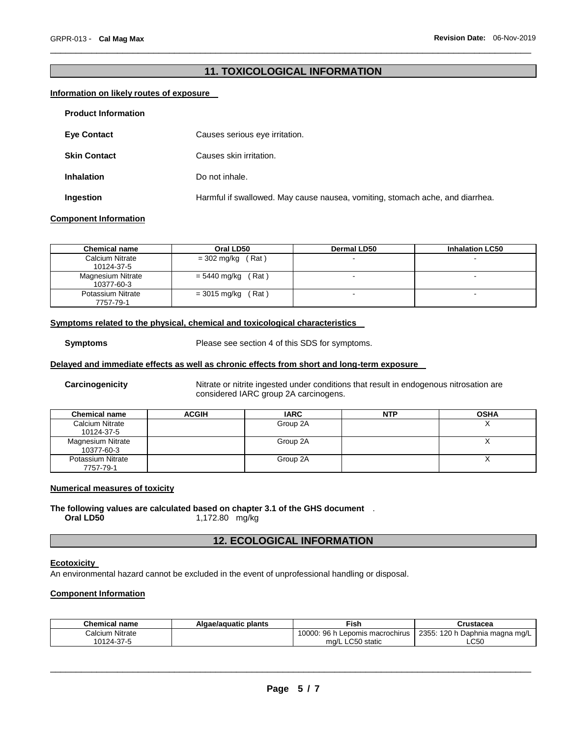## 11. TOXICOLOGICAL INFORMATION

**Information on likely routes of exposure**

**Product Information**

**Eye Contact** Causes serious eye irritation.

**Skin Contact** Causes skin irritation.

**Inhalation** Do not inhale.

**Ingestion** Harmful if swallowed. May cause nausea, vomiting, stomach ache, and diarrhea.

**Component Information**

| Chemical name | Oral LD50 | Dermal LD50 | Inhalation LC50 |
|---|---|---|---|
| Calcium Nitrate 10124-37-5 | = 302 mg/kg ( Rat ) | - | - |
| Magnesium Nitrate 10377-60-3 | = 5440 mg/kg ( Rat ) | - | - |
| Potassium Nitrate 7757-79-1 | = 3015 mg/kg ( Rat ) | - | - |

**Symptoms related to the physical, chemical and toxicological characteristics**

**Symptoms** Please see section 4 of this SDS for symptoms.

**Delayed and immediate effects as well as chronic effects from short and long-term exposure**

**Carcinogenicity** Nitrate or nitrite ingested under conditions that result in endogenous nitrosation are considered IARC group 2A carcinogens.

| Chemical name | ACGIH | IARC | NTP | OSHA |
|---|---|---|---|---|
| Calcium Nitrate 10124-37-5 | | Group 2A | | X |
| Magnesium Nitrate 10377-60-3 | | Group 2A | | X |
| Potassium Nitrate 7757-79-1 | | Group 2A | | X |

**Numerical measures of toxicity**

**The following values are calculated based on chapter 3.1 of the GHS document** .

**Oral LD50** 1,172.80 mg/kg

## 12. ECOLOGICAL INFORMATION

**Ecotoxicity**

An environmental hazard cannot be excluded in the event of unprofessional handling or disposal.

**Component Information**

| Chemical name | Algae/aquatic plants | Fish | Crustacea |
|---|---|---|---|
| Calcium Nitrate 10124-37-5 | | 10000: 96 h Lepomis macrochirus mg/L LC50 static | 2355: 120 h Daphnia magna mg/L LC50 |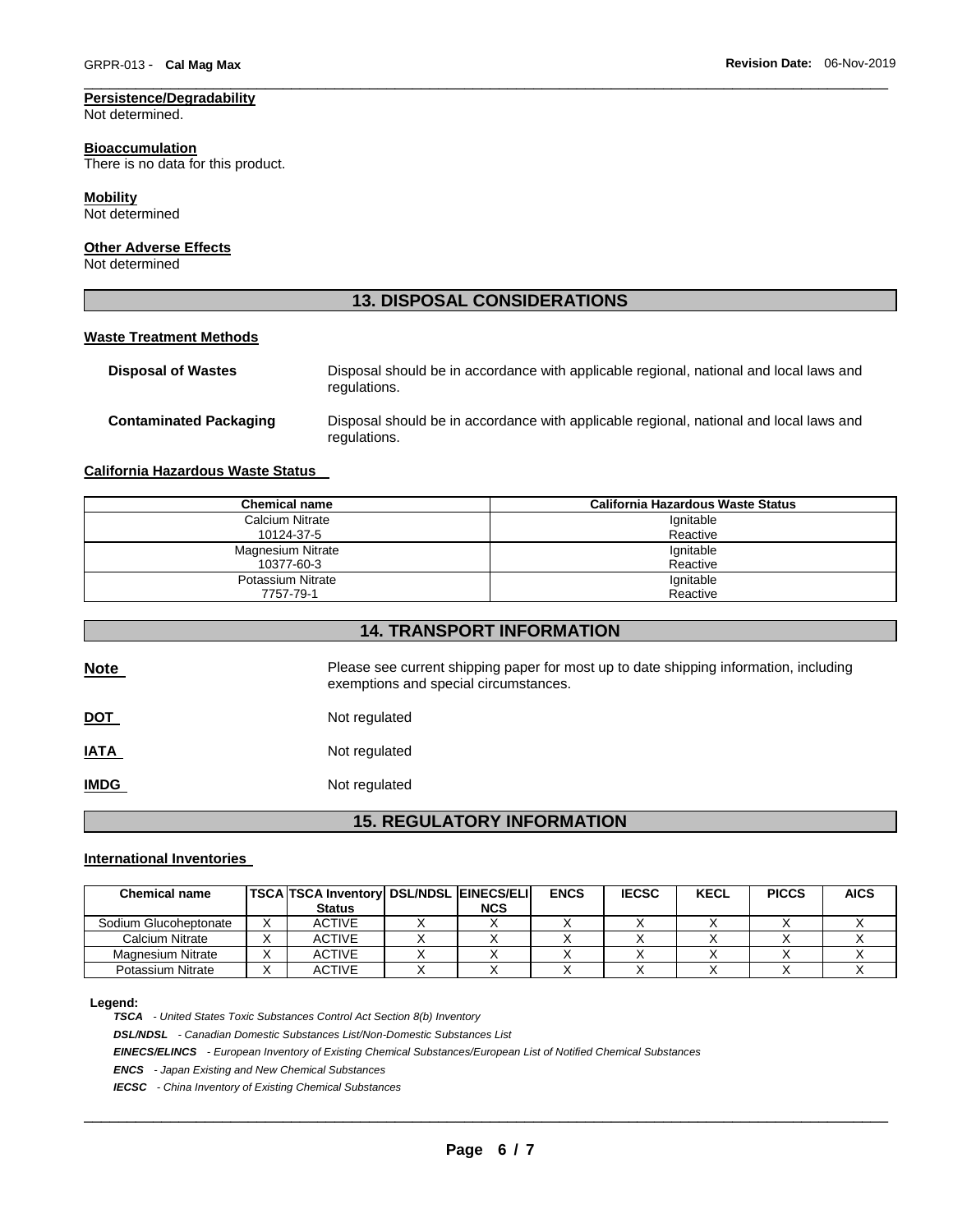**Persistence/Degradability**
Not determined.

**Bioaccumulation**
There is no data for this product.

**Mobility**
Not determined

**Other Adverse Effects**
Not determined

## 13. DISPOSAL CONSIDERATIONS

**Waste Treatment Methods**

**Disposal of Wastes** Disposal should be in accordance with applicable regional, national and local laws and regulations.

**Contaminated Packaging** Disposal should be in accordance with applicable regional, national and local laws and regulations.

**California Hazardous Waste Status**

| Chemical name | California Hazardous Waste Status |
|---|---|
| Calcium Nitrate<br>10124-37-5 | Ignitable<br>Reactive |
| Magnesium Nitrate<br>10377-60-3 | Ignitable<br>Reactive |
| Potassium Nitrate<br>7757-79-1 | Ignitable<br>Reactive |

## 14. TRANSPORT INFORMATION

**Note** Please see current shipping paper for most up to date shipping information, including exemptions and special circumstances.

**DOT** Not regulated

**IATA** Not regulated

**IMDG** Not regulated

## 15. REGULATORY INFORMATION

**International Inventories**

| Chemical name | TSCA | TSCA Inventory Status | DSL/NDSL | EINECS/ELINCS | ENCS | IECSC | KECL | PICCS | AICS |
|---|---|---|---|---|---|---|---|---|---|
| Sodium Glucoheptonate | X | ACTIVE | X | X | X | X | X | X | X |
| Calcium Nitrate | X | ACTIVE | X | X | X | X | X | X | X |
| Magnesium Nitrate | X | ACTIVE | X | X | X | X | X | X | X |
| Potassium Nitrate | X | ACTIVE | X | X | X | X | X | X | X |

**Legend:**

***TSCA*** *- United States Toxic Substances Control Act Section 8(b) Inventory*

***DSL/NDSL*** *- Canadian Domestic Substances List/Non-Domestic Substances List*

***EINECS/ELINCS*** *- European Inventory of Existing Chemical Substances/European List of Notified Chemical Substances*

***ENCS*** *- Japan Existing and New Chemical Substances*

***IECSC*** *- China Inventory of Existing Chemical Substances*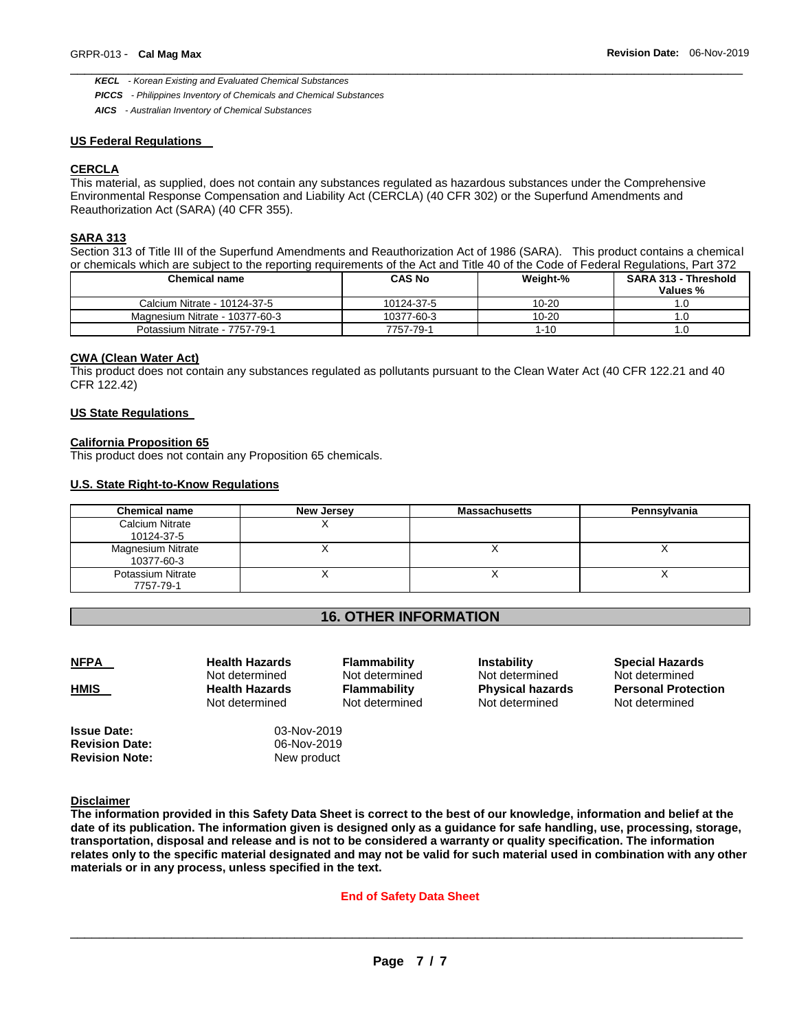*KECL* - Korean Existing and Evaluated Chemical Substances
*PICCS* - Philippines Inventory of Chemicals and Chemical Substances
*AICS* - Australian Inventory of Chemical Substances

### US Federal Regulations

#### CERCLA

This material, as supplied, does not contain any substances regulated as hazardous substances under the Comprehensive Environmental Response Compensation and Liability Act (CERCLA) (40 CFR 302) or the Superfund Amendments and Reauthorization Act (SARA) (40 CFR 355).

#### SARA 313

Section 313 of Title III of the Superfund Amendments and Reauthorization Act of 1986 (SARA). This product contains a chemical or chemicals which are subject to the reporting requirements of the Act and Title 40 of the Code of Federal Regulations, Part 372

| Chemical name | CAS No | Weight-% | SARA 313 - Threshold Values % |
|---|---|---|---|
| Calcium Nitrate - 10124-37-5 | 10124-37-5 | 10-20 | 1.0 |
| Magnesium Nitrate - 10377-60-3 | 10377-60-3 | 10-20 | 1.0 |
| Potassium Nitrate - 7757-79-1 | 7757-79-1 | 1-10 | 1.0 |

#### CWA (Clean Water Act)

This product does not contain any substances regulated as pollutants pursuant to the Clean Water Act (40 CFR 122.21 and 40 CFR 122.42)

### US State Regulations

#### California Proposition 65

This product does not contain any Proposition 65 chemicals.

#### U.S. State Right-to-Know Regulations

| Chemical name | New Jersey | Massachusetts | Pennsylvania |
|---|---|---|---|
| Calcium Nitrate 10124-37-5 | X | | |
| Magnesium Nitrate 10377-60-3 | X | X | X |
| Potassium Nitrate 7757-79-1 | X | X | X |

## 16. OTHER INFORMATION

| | | | | |
|---|---|---|---|---|
| **NFPA** | **Health Hazards** Not determined | **Flammability** Not determined | **Instability** Not determined | **Special Hazards** Not determined |
| **HMIS** | **Health Hazards** Not determined | **Flammability** Not determined | **Physical hazards** Not determined | **Personal Protection** Not determined |

**Issue Date:** 03-Nov-2019
**Revision Date:** 06-Nov-2019
**Revision Note:** New product

#### Disclaimer

**The information provided in this Safety Data Sheet is correct to the best of our knowledge, information and belief at the date of its publication. The information given is designed only as a guidance for safe handling, use, processing, storage, transportation, disposal and release and is not to be considered a warranty or quality specification. The information relates only to the specific material designated and may not be valid for such material used in combination with any other materials or in any process, unless specified in the text.**

**End of Safety Data Sheet**